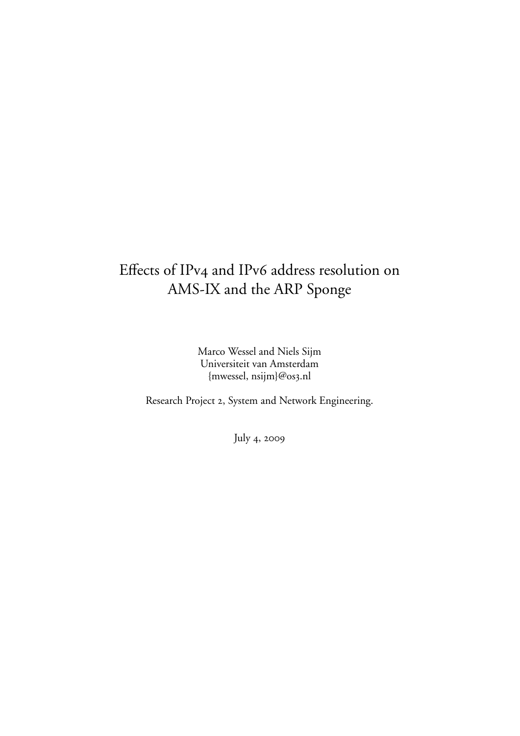# Effects of IPv4 and IPv6 address resolution on AMS-IX and the ARP Sponge

Marco Wessel and Niels Sijm
Universiteit van Amsterdam
{mwessel, nsijm}@os3.nl

Research Project 2, System and Network Engineering.

July 4, 2009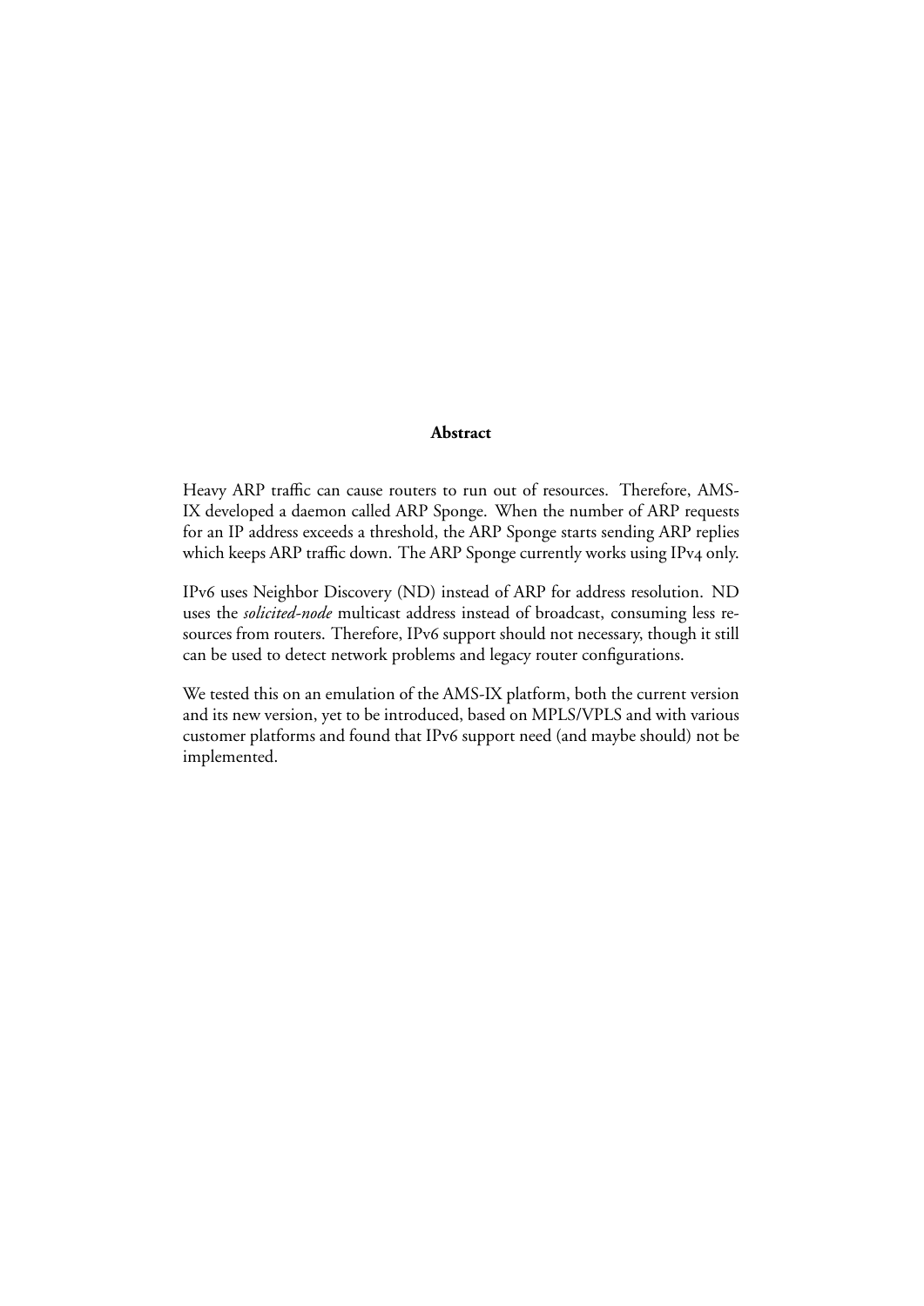## Abstract

Heavy ARP traffic can cause routers to run out of resources. Therefore, AMS-IX developed a daemon called ARP Sponge. When the number of ARP requests for an IP address exceeds a threshold, the ARP Sponge starts sending ARP replies which keeps ARP traffic down. The ARP Sponge currently works using IPv4 only.

IPv6 uses Neighbor Discovery (ND) instead of ARP for address resolution. ND uses the *solicited-node* multicast address instead of broadcast, consuming less resources from routers. Therefore, IPv6 support should not necessary, though it still can be used to detect network problems and legacy router configurations.

We tested this on an emulation of the AMS-IX platform, both the current version and its new version, yet to be introduced, based on MPLS/VPLS and with various customer platforms and found that IPv6 support need (and maybe should) not be implemented.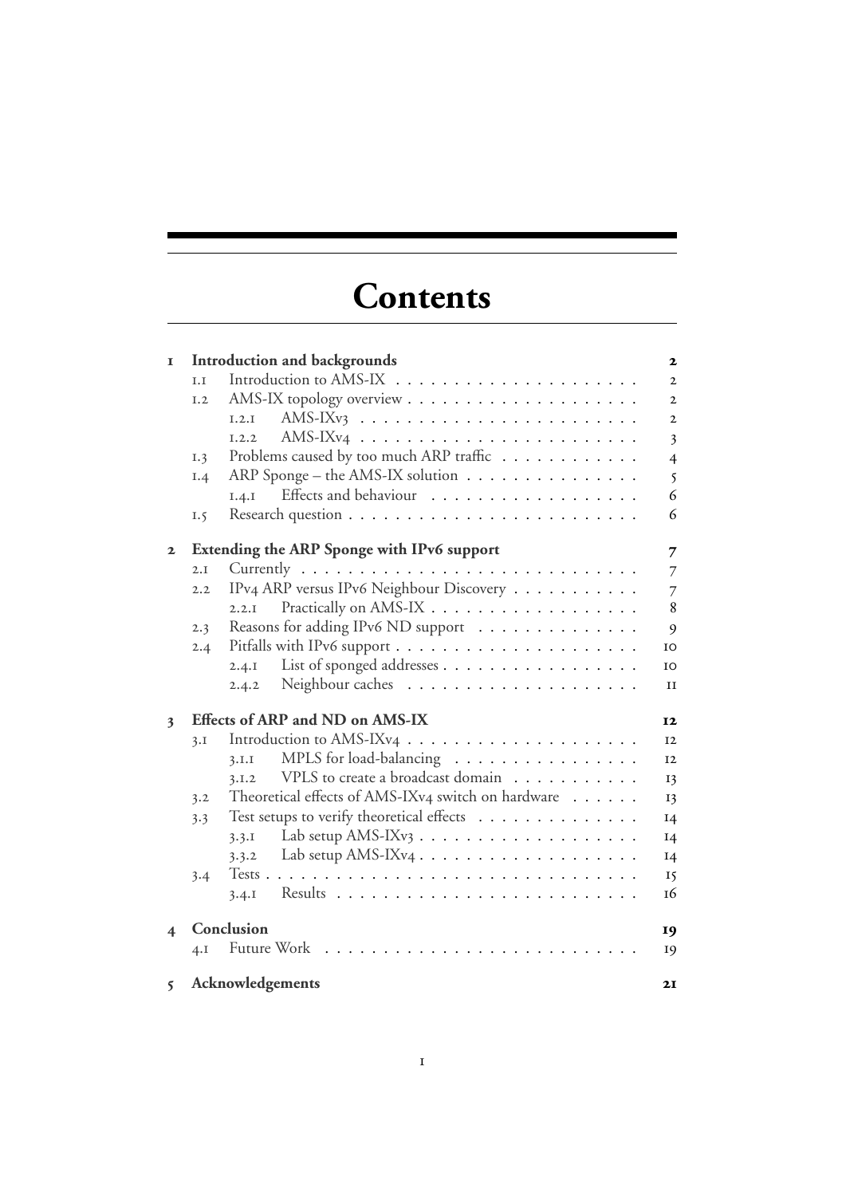# Contents

- **1 Introduction and backgrounds** — 2
  - 1.1 Introduction to AMS-IX — 2
  - 1.2 AMS-IX topology overview — 2
    - 1.2.1 AMS-IXv3 — 2
    - 1.2.2 AMS-IXv4 — 3
  - 1.3 Problems caused by too much ARP traffic — 4
  - 1.4 ARP Sponge – the AMS-IX solution — 5
    - 1.4.1 Effects and behaviour — 6
  - 1.5 Research question — 6
- **2 Extending the ARP Sponge with IPv6 support** — 7
  - 2.1 Currently — 7
  - 2.2 IPv4 ARP versus IPv6 Neighbour Discovery — 7
    - 2.2.1 Practically on AMS-IX — 8
  - 2.3 Reasons for adding IPv6 ND support — 9
  - 2.4 Pitfalls with IPv6 support — 10
    - 2.4.1 List of sponged addresses — 10
    - 2.4.2 Neighbour caches — 11
- **3 Effects of ARP and ND on AMS-IX** — 12
  - 3.1 Introduction to AMS-IXv4 — 12
    - 3.1.1 MPLS for load-balancing — 12
    - 3.1.2 VPLS to create a broadcast domain — 13
  - 3.2 Theoretical effects of AMS-IXv4 switch on hardware — 13
  - 3.3 Test setups to verify theoretical effects — 14
    - 3.3.1 Lab setup AMS-IXv3 — 14
    - 3.3.2 Lab setup AMS-IXv4 — 14
  - 3.4 Tests — 15
    - 3.4.1 Results — 16
- **4 Conclusion** — 19
  - 4.1 Future Work — 19
- **5 Acknowledgements** — 21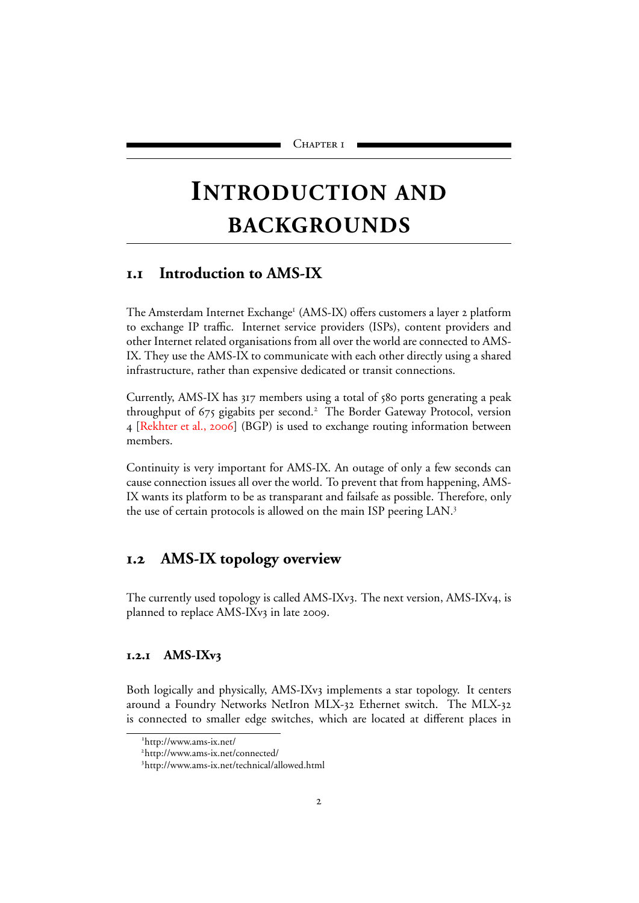Chapter 1

# Introduction and backgrounds

## 1.1 Introduction to AMS-IX

The Amsterdam Internet Exchange[1] (AMS-IX) offers customers a layer 2 platform to exchange IP traffic. Internet service providers (ISPs), content providers and other Internet related organisations from all over the world are connected to AMS-IX. They use the AMS-IX to communicate with each other directly using a shared infrastructure, rather than expensive dedicated or transit connections.

Currently, AMS-IX has 317 members using a total of 580 ports generating a peak throughput of 675 gigabits per second.[2] The Border Gateway Protocol, version 4 [Rekhter et al., 2006] (BGP) is used to exchange routing information between members.

Continuity is very important for AMS-IX. An outage of only a few seconds can cause connection issues all over the world. To prevent that from happening, AMS-IX wants its platform to be as transparant and failsafe as possible. Therefore, only the use of certain protocols is allowed on the main ISP peering LAN.[3]

## 1.2 AMS-IX topology overview

The currently used topology is called AMS-IXv3. The next version, AMS-IXv4, is planned to replace AMS-IXv3 in late 2009.

### 1.2.1 AMS-IXv3

Both logically and physically, AMS-IXv3 implements a star topology. It centers around a Foundry Networks NetIron MLX-32 Ethernet switch. The MLX-32 is connected to smaller edge switches, which are located at different places in

[1] http://www.ams-ix.net/

[2] http://www.ams-ix.net/connected/

[3] http://www.ams-ix.net/technical/allowed.html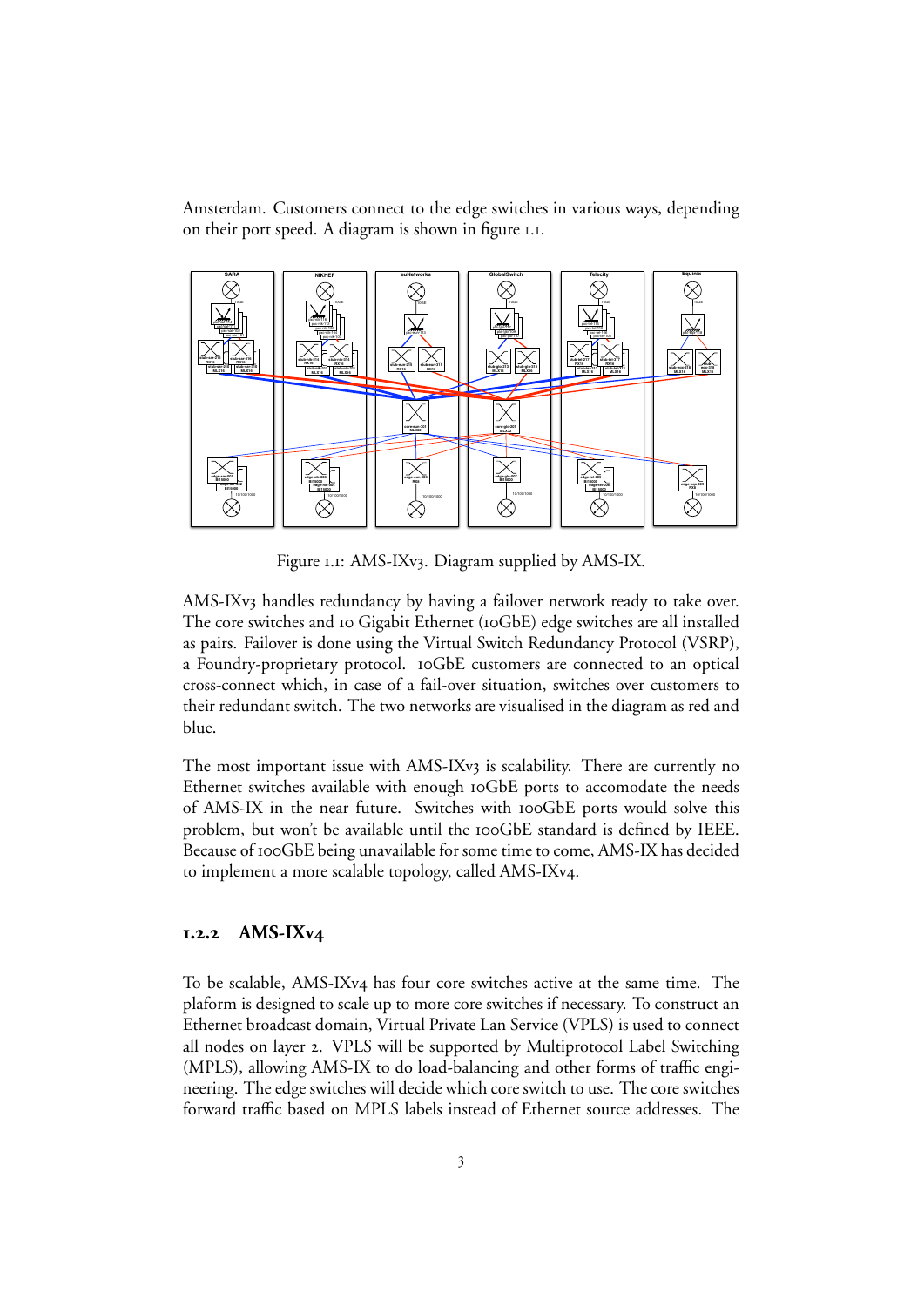Amsterdam. Customers connect to the edge switches in various ways, depending on their port speed. A diagram is shown in figure 1.1.

Figure 1.1: AMS-IXv3. Diagram supplied by AMS-IX.

AMS-IXv3 handles redundancy by having a failover network ready to take over. The core switches and 10 Gigabit Ethernet (10GbE) edge switches are all installed as pairs. Failover is done using the Virtual Switch Redundancy Protocol (VSRP), a Foundry-proprietary protocol. 10GbE customers are connected to an optical cross-connect which, in case of a fail-over situation, switches over customers to their redundant switch. The two networks are visualised in the diagram as red and blue.

The most important issue with AMS-IXv3 is scalability. There are currently no Ethernet switches available with enough 10GbE ports to accomodate the needs of AMS-IX in the near future. Switches with 100GbE ports would solve this problem, but won't be available until the 100GbE standard is defined by IEEE. Because of 100GbE being unavailable for some time to come, AMS-IX has decided to implement a more scalable topology, called AMS-IXv4.

### 1.2.2 AMS-IXv4

To be scalable, AMS-IXv4 has four core switches active at the same time. The plaform is designed to scale up to more core switches if necessary. To construct an Ethernet broadcast domain, Virtual Private Lan Service (VPLS) is used to connect all nodes on layer 2. VPLS will be supported by Multiprotocol Label Switching (MPLS), allowing AMS-IX to do load-balancing and other forms of traffic engineering. The edge switches will decide which core switch to use. The core switches forward traffic based on MPLS labels instead of Ethernet source addresses. The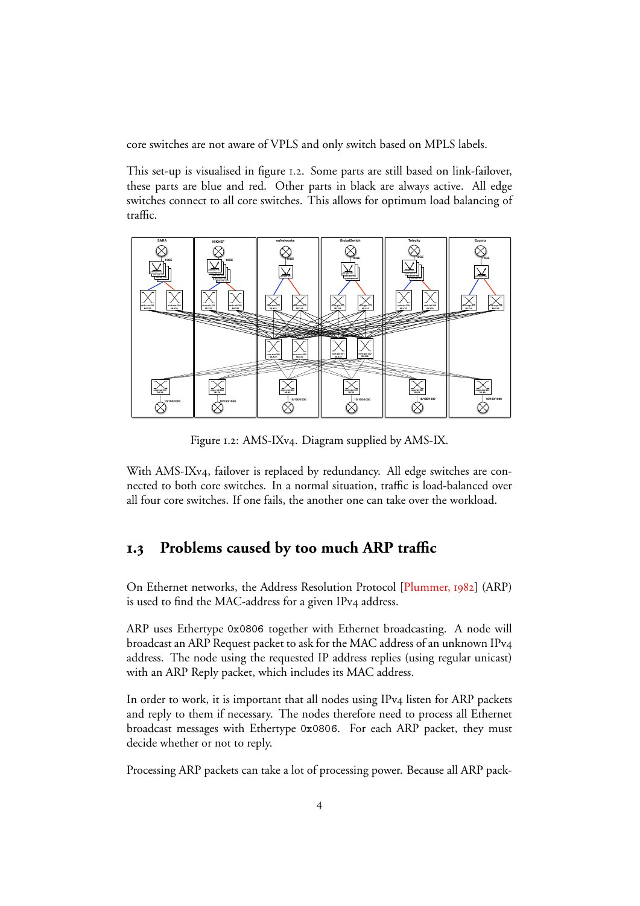core switches are not aware of VPLS and only switch based on MPLS labels.

This set-up is visualised in figure 1.2. Some parts are still based on link-failover, these parts are blue and red. Other parts in black are always active. All edge switches connect to all core switches. This allows for optimum load balancing of traffic.

Figure 1.2: AMS-IXv4. Diagram supplied by AMS-IX.

With AMS-IXv4, failover is replaced by redundancy. All edge switches are connected to both core switches. In a normal situation, traffic is load-balanced over all four core switches. If one fails, the another one can take over the workload.

## 1.3 Problems caused by too much ARP traffic

On Ethernet networks, the Address Resolution Protocol [Plummer, 1982] (ARP) is used to find the MAC-address for a given IPv4 address.

ARP uses Ethertype `0x0806` together with Ethernet broadcasting. A node will broadcast an ARP Request packet to ask for the MAC address of an unknown IPv4 address. The node using the requested IP address replies (using regular unicast) with an ARP Reply packet, which includes its MAC address.

In order to work, it is important that all nodes using IPv4 listen for ARP packets and reply to them if necessary. The nodes therefore need to process all Ethernet broadcast messages with Ethertype `0x0806`. For each ARP packet, they must decide whether or not to reply.

Processing ARP packets can take a lot of processing power. Because all ARP pack-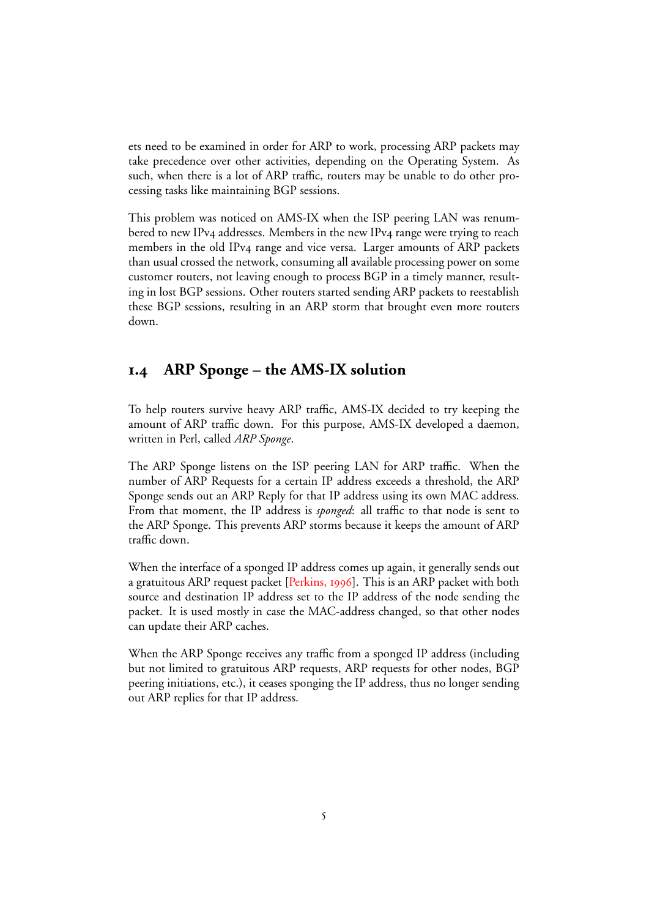ets need to be examined in order for ARP to work, processing ARP packets may take precedence over other activities, depending on the Operating System. As such, when there is a lot of ARP traffic, routers may be unable to do other processing tasks like maintaining BGP sessions.

This problem was noticed on AMS-IX when the ISP peering LAN was renumbered to new IPv4 addresses. Members in the new IPv4 range were trying to reach members in the old IPv4 range and vice versa. Larger amounts of ARP packets than usual crossed the network, consuming all available processing power on some customer routers, not leaving enough to process BGP in a timely manner, resulting in lost BGP sessions. Other routers started sending ARP packets to reestablish these BGP sessions, resulting in an ARP storm that brought even more routers down.

## 1.4 ARP Sponge – the AMS-IX solution

To help routers survive heavy ARP traffic, AMS-IX decided to try keeping the amount of ARP traffic down. For this purpose, AMS-IX developed a daemon, written in Perl, called *ARP Sponge*.

The ARP Sponge listens on the ISP peering LAN for ARP traffic. When the number of ARP Requests for a certain IP address exceeds a threshold, the ARP Sponge sends out an ARP Reply for that IP address using its own MAC address. From that moment, the IP address is *sponged*: all traffic to that node is sent to the ARP Sponge. This prevents ARP storms because it keeps the amount of ARP traffic down.

When the interface of a sponged IP address comes up again, it generally sends out a gratuitous ARP request packet [Perkins, 1996]. This is an ARP packet with both source and destination IP address set to the IP address of the node sending the packet. It is used mostly in case the MAC-address changed, so that other nodes can update their ARP caches.

When the ARP Sponge receives any traffic from a sponged IP address (including but not limited to gratuitous ARP requests, ARP requests for other nodes, BGP peering initiations, etc.), it ceases sponging the IP address, thus no longer sending out ARP replies for that IP address.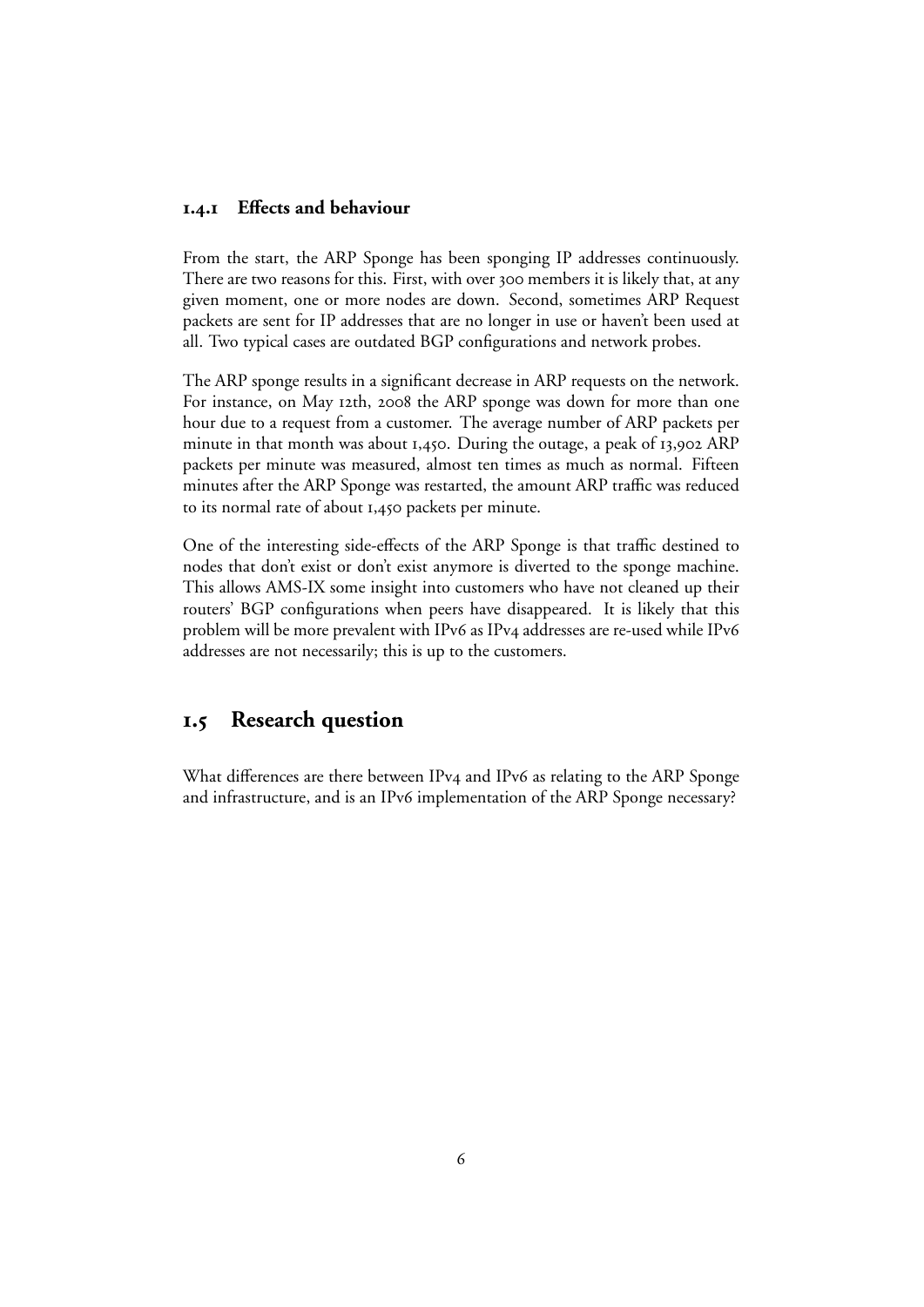### 1.4.1 Effects and behaviour

From the start, the ARP Sponge has been sponging IP addresses continuously. There are two reasons for this. First, with over 300 members it is likely that, at any given moment, one or more nodes are down. Second, sometimes ARP Request packets are sent for IP addresses that are no longer in use or haven't been used at all. Two typical cases are outdated BGP configurations and network probes.

The ARP sponge results in a significant decrease in ARP requests on the network. For instance, on May 12th, 2008 the ARP sponge was down for more than one hour due to a request from a customer. The average number of ARP packets per minute in that month was about 1,450. During the outage, a peak of 13,902 ARP packets per minute was measured, almost ten times as much as normal. Fifteen minutes after the ARP Sponge was restarted, the amount ARP traffic was reduced to its normal rate of about 1,450 packets per minute.

One of the interesting side-effects of the ARP Sponge is that traffic destined to nodes that don't exist or don't exist anymore is diverted to the sponge machine. This allows AMS-IX some insight into customers who have not cleaned up their routers' BGP configurations when peers have disappeared. It is likely that this problem will be more prevalent with IPv6 as IPv4 addresses are re-used while IPv6 addresses are not necessarily; this is up to the customers.

## 1.5 Research question

What differences are there between IPv4 and IPv6 as relating to the ARP Sponge and infrastructure, and is an IPv6 implementation of the ARP Sponge necessary?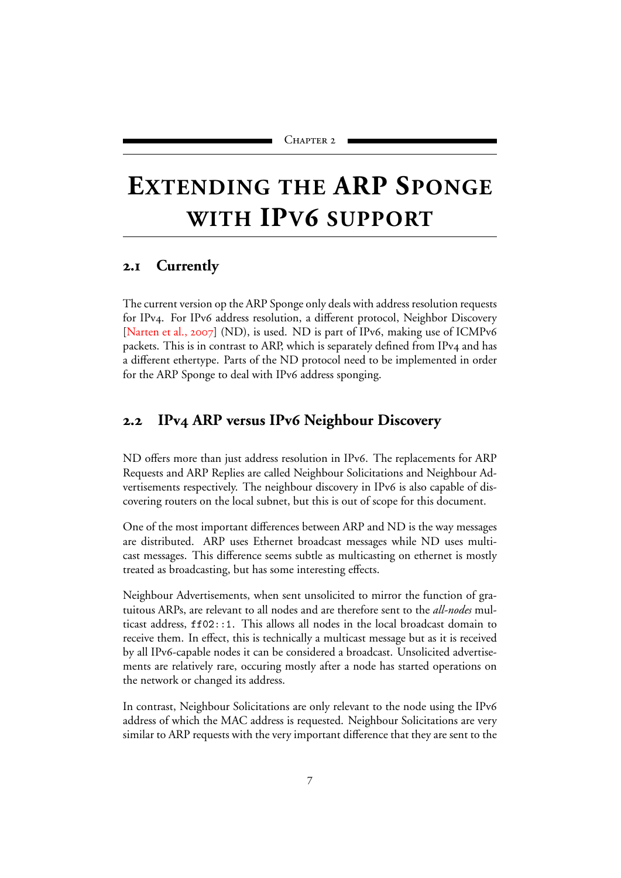Chapter 2

# Extending the ARP Sponge with IPv6 support

## 2.1 Currently

The current version op the ARP Sponge only deals with address resolution requests for IPv4. For IPv6 address resolution, a different protocol, Neighbor Discovery [Narten et al., 2007] (ND), is used. ND is part of IPv6, making use of ICMPv6 packets. This is in contrast to ARP, which is separately defined from IPv4 and has a different ethertype. Parts of the ND protocol need to be implemented in order for the ARP Sponge to deal with IPv6 address sponging.

## 2.2 IPv4 ARP versus IPv6 Neighbour Discovery

ND offers more than just address resolution in IPv6. The replacements for ARP Requests and ARP Replies are called Neighbour Solicitations and Neighbour Advertisements respectively. The neighbour discovery in IPv6 is also capable of discovering routers on the local subnet, but this is out of scope for this document.

One of the most important differences between ARP and ND is the way messages are distributed. ARP uses Ethernet broadcast messages while ND uses multicast messages. This difference seems subtle as multicasting on ethernet is mostly treated as broadcasting, but has some interesting effects.

Neighbour Advertisements, when sent unsolicited to mirror the function of gratuitous ARPs, are relevant to all nodes and are therefore sent to the *all-nodes* multicast address, `ff02::1`. This allows all nodes in the local broadcast domain to receive them. In effect, this is technically a multicast message but as it is received by all IPv6-capable nodes it can be considered a broadcast. Unsolicited advertisements are relatively rare, occuring mostly after a node has started operations on the network or changed its address.

In contrast, Neighbour Solicitations are only relevant to the node using the IPv6 address of which the MAC address is requested. Neighbour Solicitations are very similar to ARP requests with the very important difference that they are sent to the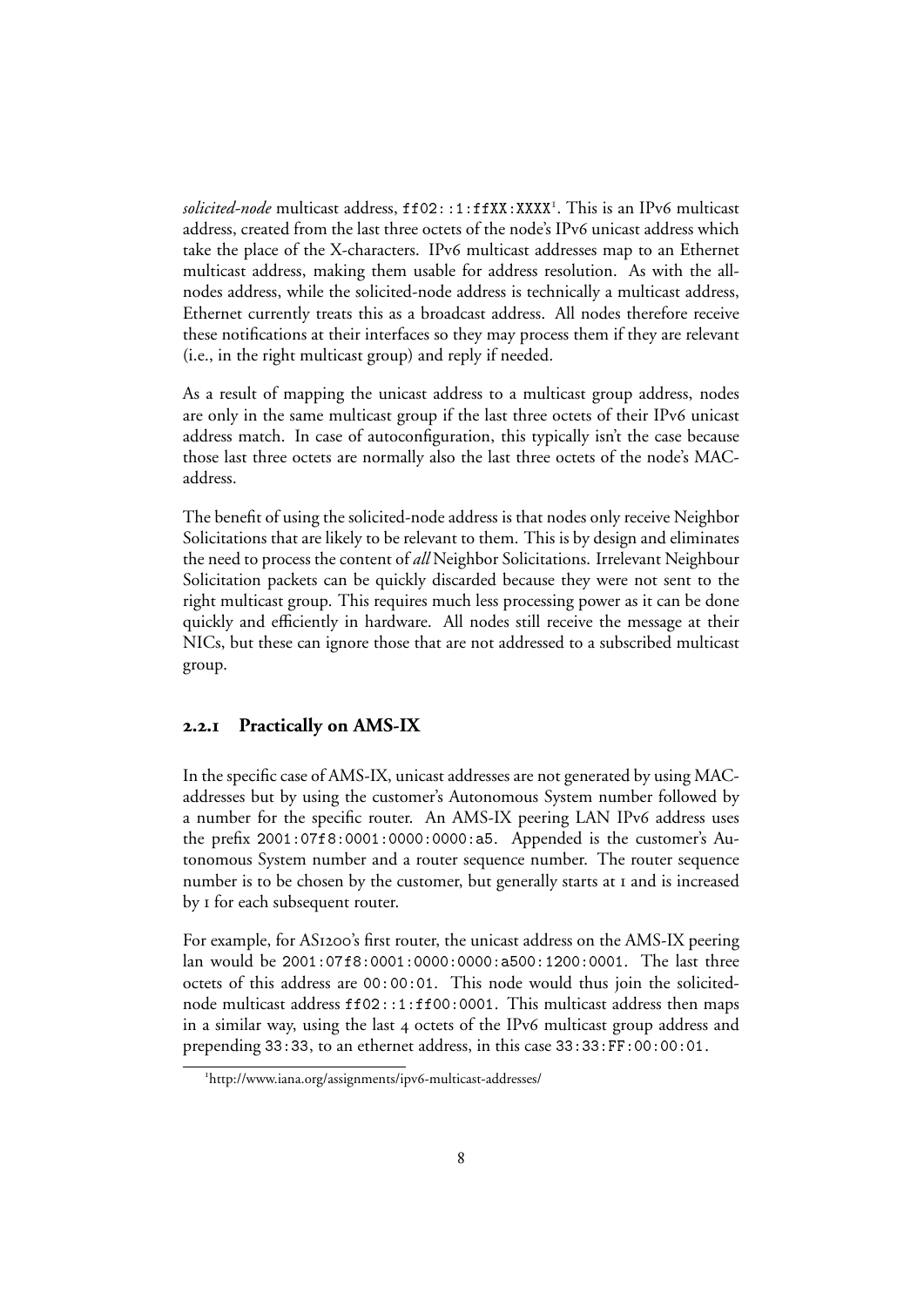*solicited-node* multicast address, `ff02::1:ffXX:XXXX`[1]. This is an IPv6 multicast address, created from the last three octets of the node's IPv6 unicast address which take the place of the X-characters. IPv6 multicast addresses map to an Ethernet multicast address, making them usable for address resolution. As with the all-nodes address, while the solicited-node address is technically a multicast address, Ethernet currently treats this as a broadcast address. All nodes therefore receive these notifications at their interfaces so they may process them if they are relevant (i.e., in the right multicast group) and reply if needed.

As a result of mapping the unicast address to a multicast group address, nodes are only in the same multicast group if the last three octets of their IPv6 unicast address match. In case of autoconfiguration, this typically isn't the case because those last three octets are normally also the last three octets of the node's MAC-address.

The benefit of using the solicited-node address is that nodes only receive Neighbor Solicitations that are likely to be relevant to them. This is by design and eliminates the need to process the content of *all* Neighbor Solicitations. Irrelevant Neighbour Solicitation packets can be quickly discarded because they were not sent to the right multicast group. This requires much less processing power as it can be done quickly and efficiently in hardware. All nodes still receive the message at their NICs, but these can ignore those that are not addressed to a subscribed multicast group.

### 2.2.1 Practically on AMS-IX

In the specific case of AMS-IX, unicast addresses are not generated by using MAC-addresses but by using the customer's Autonomous System number followed by a number for the specific router. An AMS-IX peering LAN IPv6 address uses the prefix `2001:07f8:0001:0000:0000:a5`. Appended is the customer's Autonomous System number and a router sequence number. The router sequence number is to be chosen by the customer, but generally starts at 1 and is increased by 1 for each subsequent router.

For example, for AS1200's first router, the unicast address on the AMS-IX peering lan would be `2001:07f8:0001:0000:0000:a500:1200:0001`. The last three octets of this address are `00:00:01`. This node would thus join the solicited-node multicast address `ff02::1:ff00:0001`. This multicast address then maps in a similar way, using the last 4 octets of the IPv6 multicast group address and prepending `33:33`, to an ethernet address, in this case `33:33:FF:00:00:01`.

[1] http://www.iana.org/assignments/ipv6-multicast-addresses/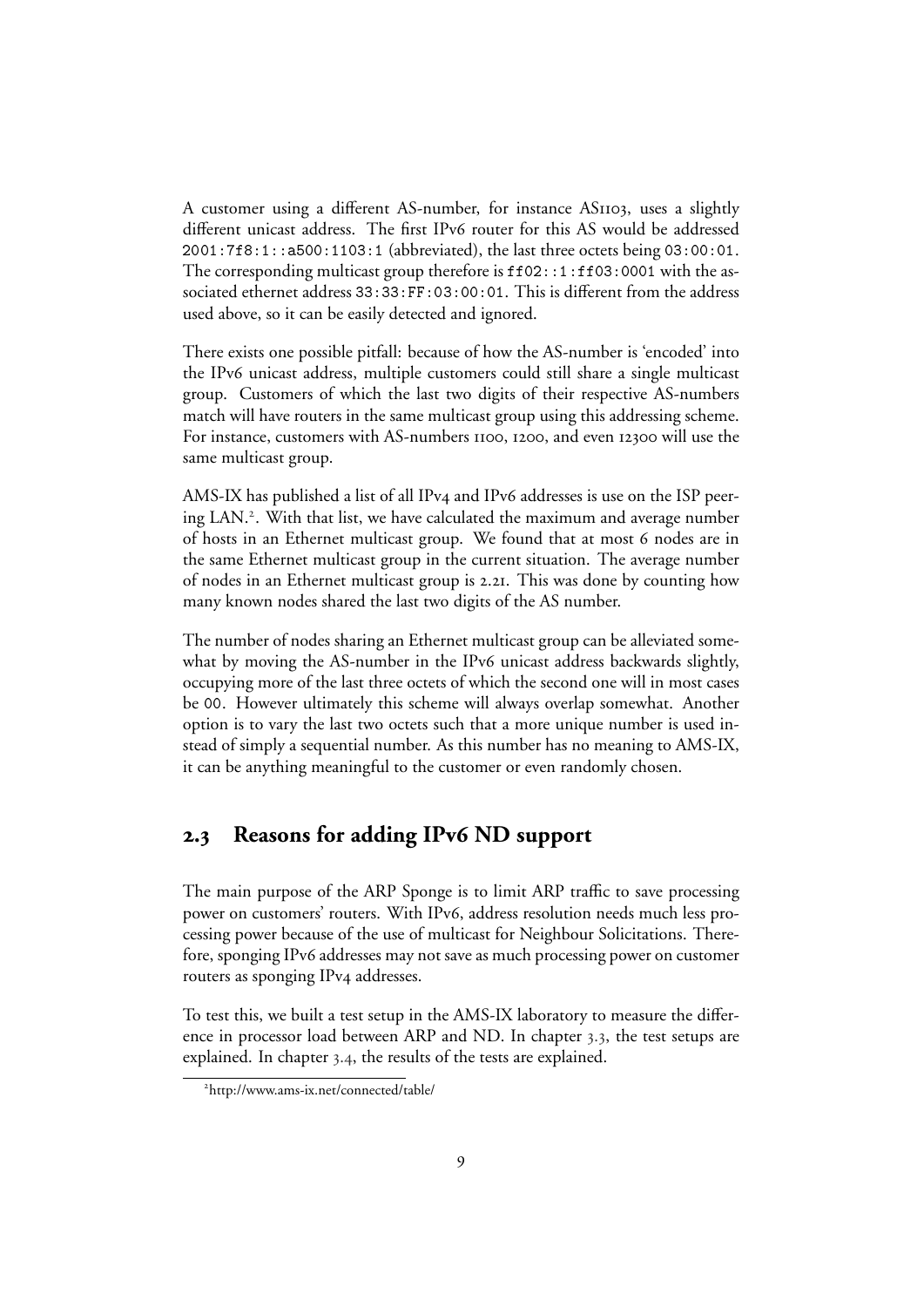A customer using a different AS-number, for instance AS1103, uses a slightly different unicast address. The first IPv6 router for this AS would be addressed `2001:7f8:1::a500:1103:1` (abbreviated), the last three octets being `03:00:01`. The corresponding multicast group therefore is `ff02::1:ff03:0001` with the associated ethernet address `33:33:FF:03:00:01`. This is different from the address used above, so it can be easily detected and ignored.

There exists one possible pitfall: because of how the AS-number is 'encoded' into the IPv6 unicast address, multiple customers could still share a single multicast group. Customers of which the last two digits of their respective AS-numbers match will have routers in the same multicast group using this addressing scheme. For instance, customers with AS-numbers 1100, 1200, and even 12300 will use the same multicast group.

AMS-IX has published a list of all IPv4 and IPv6 addresses is use on the ISP peering LAN.[2]. With that list, we have calculated the maximum and average number of hosts in an Ethernet multicast group. We found that at most 6 nodes are in the same Ethernet multicast group in the current situation. The average number of nodes in an Ethernet multicast group is 2.21. This was done by counting how many known nodes shared the last two digits of the AS number.

The number of nodes sharing an Ethernet multicast group can be alleviated somewhat by moving the AS-number in the IPv6 unicast address backwards slightly, occupying more of the last three octets of which the second one will in most cases be `00`. However ultimately this scheme will always overlap somewhat. Another option is to vary the last two octets such that a more unique number is used instead of simply a sequential number. As this number has no meaning to AMS-IX, it can be anything meaningful to the customer or even randomly chosen.

## 2.3 Reasons for adding IPv6 ND support

The main purpose of the ARP Sponge is to limit ARP traffic to save processing power on customers' routers. With IPv6, address resolution needs much less processing power because of the use of multicast for Neighbour Solicitations. Therefore, sponging IPv6 addresses may not save as much processing power on customer routers as sponging IPv4 addresses.

To test this, we built a test setup in the AMS-IX laboratory to measure the difference in processor load between ARP and ND. In chapter 3.3, the test setups are explained. In chapter 3.4, the results of the tests are explained.

[2] http://www.ams-ix.net/connected/table/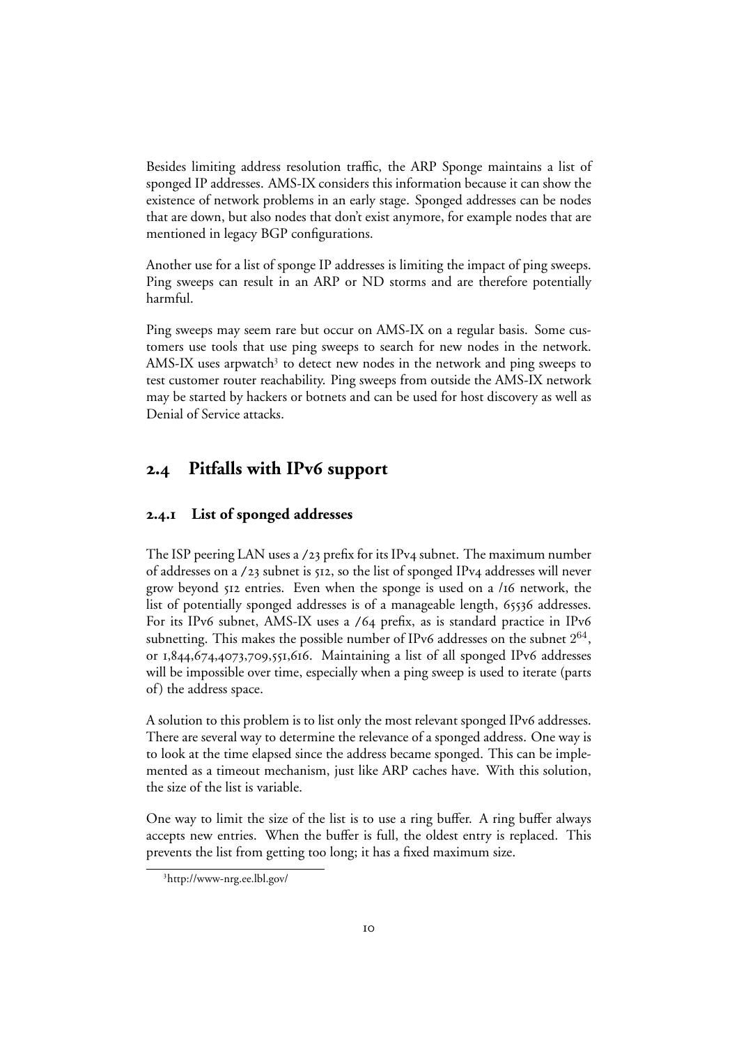Besides limiting address resolution traffic, the ARP Sponge maintains a list of sponged IP addresses. AMS-IX considers this information because it can show the existence of network problems in an early stage. Sponged addresses can be nodes that are down, but also nodes that don't exist anymore, for example nodes that are mentioned in legacy BGP configurations.

Another use for a list of sponge IP addresses is limiting the impact of ping sweeps. Ping sweeps can result in an ARP or ND storms and are therefore potentially harmful.

Ping sweeps may seem rare but occur on AMS-IX on a regular basis. Some customers use tools that use ping sweeps to search for new nodes in the network. AMS-IX uses arpwatch[3] to detect new nodes in the network and ping sweeps to test customer router reachability. Ping sweeps from outside the AMS-IX network may be started by hackers or botnets and can be used for host discovery as well as Denial of Service attacks.

## 2.4 Pitfalls with IPv6 support

### 2.4.1 List of sponged addresses

The ISP peering LAN uses a /23 prefix for its IPv4 subnet. The maximum number of addresses on a /23 subnet is 512, so the list of sponged IPv4 addresses will never grow beyond 512 entries. Even when the sponge is used on a /16 network, the list of potentially sponged addresses is of a manageable length, 65536 addresses. For its IPv6 subnet, AMS-IX uses a /64 prefix, as is standard practice in IPv6 subnetting. This makes the possible number of IPv6 addresses on the subnet $2^{64}$, or 1,844,674,4073,709,551,616. Maintaining a list of all sponged IPv6 addresses will be impossible over time, especially when a ping sweep is used to iterate (parts of) the address space.

A solution to this problem is to list only the most relevant sponged IPv6 addresses. There are several way to determine the relevance of a sponged address. One way is to look at the time elapsed since the address became sponged. This can be implemented as a timeout mechanism, just like ARP caches have. With this solution, the size of the list is variable.

One way to limit the size of the list is to use a ring buffer. A ring buffer always accepts new entries. When the buffer is full, the oldest entry is replaced. This prevents the list from getting too long; it has a fixed maximum size.

[3]http://www-nrg.ee.lbl.gov/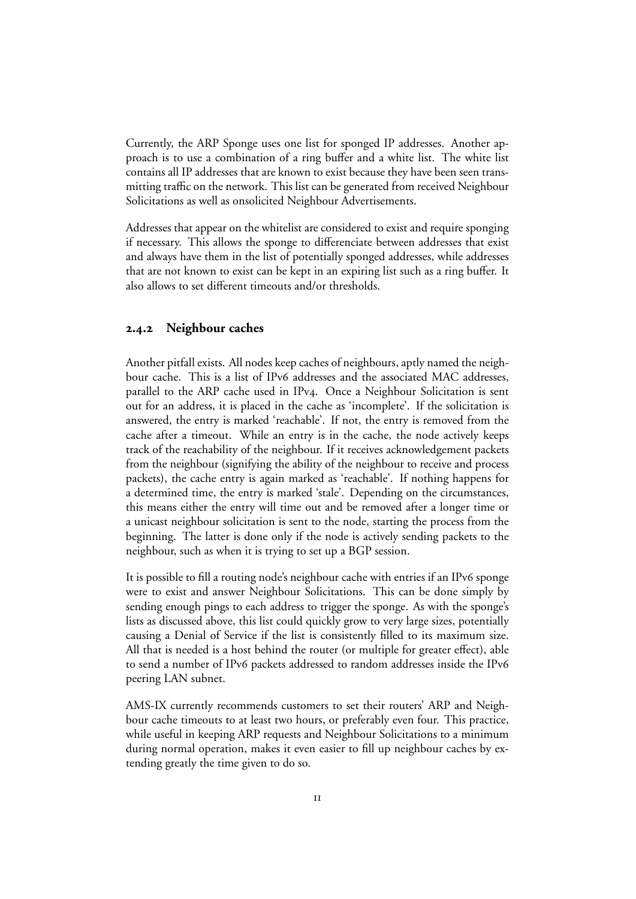Currently, the ARP Sponge uses one list for sponged IP addresses. Another approach is to use a combination of a ring buffer and a white list. The white list contains all IP addresses that are known to exist because they have been seen transmitting traffic on the network. This list can be generated from received Neighbour Solicitations as well as onsolicited Neighbour Advertisements.

Addresses that appear on the whitelist are considered to exist and require sponging if necessary. This allows the sponge to differenciate between addresses that exist and always have them in the list of potentially sponged addresses, while addresses that are not known to exist can be kept in an expiring list such as a ring buffer. It also allows to set different timeouts and/or thresholds.

### 2.4.2 Neighbour caches

Another pitfall exists. All nodes keep caches of neighbours, aptly named the neighbour cache. This is a list of IPv6 addresses and the associated MAC addresses, parallel to the ARP cache used in IPv4. Once a Neighbour Solicitation is sent out for an address, it is placed in the cache as 'incomplete'. If the solicitation is answered, the entry is marked 'reachable'. If not, the entry is removed from the cache after a timeout. While an entry is in the cache, the node actively keeps track of the reachability of the neighbour. If it receives acknowledgement packets from the neighbour (signifying the ability of the neighbour to receive and process packets), the cache entry is again marked as 'reachable'. If nothing happens for a determined time, the entry is marked 'stale'. Depending on the circumstances, this means either the entry will time out and be removed after a longer time or a unicast neighbour solicitation is sent to the node, starting the process from the beginning. The latter is done only if the node is actively sending packets to the neighbour, such as when it is trying to set up a BGP session.

It is possible to fill a routing node's neighbour cache with entries if an IPv6 sponge were to exist and answer Neighbour Solicitations. This can be done simply by sending enough pings to each address to trigger the sponge. As with the sponge's lists as discussed above, this list could quickly grow to very large sizes, potentially causing a Denial of Service if the list is consistently filled to its maximum size. All that is needed is a host behind the router (or multiple for greater effect), able to send a number of IPv6 packets addressed to random addresses inside the IPv6 peering LAN subnet.

AMS-IX currently recommends customers to set their routers' ARP and Neighbour cache timeouts to at least two hours, or preferably even four. This practice, while useful in keeping ARP requests and Neighbour Solicitations to a minimum during normal operation, makes it even easier to fill up neighbour caches by extending greatly the time given to do so.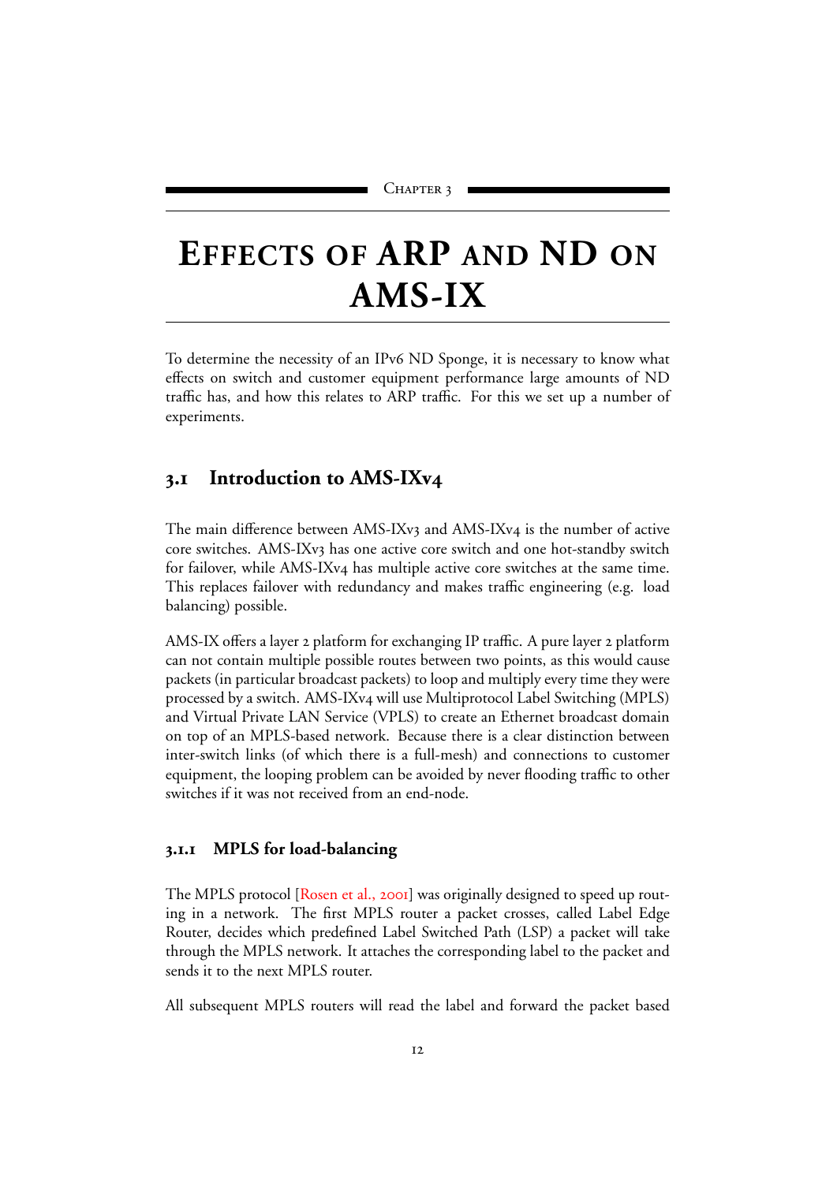Chapter 3

# Effects of ARP and ND on AMS-IX

To determine the necessity of an IPv6 ND Sponge, it is necessary to know what effects on switch and customer equipment performance large amounts of ND traffic has, and how this relates to ARP traffic. For this we set up a number of experiments.

## 3.1 Introduction to AMS-IXv4

The main difference between AMS-IXv3 and AMS-IXv4 is the number of active core switches. AMS-IXv3 has one active core switch and one hot-standby switch for failover, while AMS-IXv4 has multiple active core switches at the same time. This replaces failover with redundancy and makes traffic engineering (e.g. load balancing) possible.

AMS-IX offers a layer 2 platform for exchanging IP traffic. A pure layer 2 platform can not contain multiple possible routes between two points, as this would cause packets (in particular broadcast packets) to loop and multiply every time they were processed by a switch. AMS-IXv4 will use Multiprotocol Label Switching (MPLS) and Virtual Private LAN Service (VPLS) to create an Ethernet broadcast domain on top of an MPLS-based network. Because there is a clear distinction between inter-switch links (of which there is a full-mesh) and connections to customer equipment, the looping problem can be avoided by never flooding traffic to other switches if it was not received from an end-node.

### 3.1.1 MPLS for load-balancing

The MPLS protocol [Rosen et al., 2001] was originally designed to speed up routing in a network. The first MPLS router a packet crosses, called Label Edge Router, decides which predefined Label Switched Path (LSP) a packet will take through the MPLS network. It attaches the corresponding label to the packet and sends it to the next MPLS router.

All subsequent MPLS routers will read the label and forward the packet based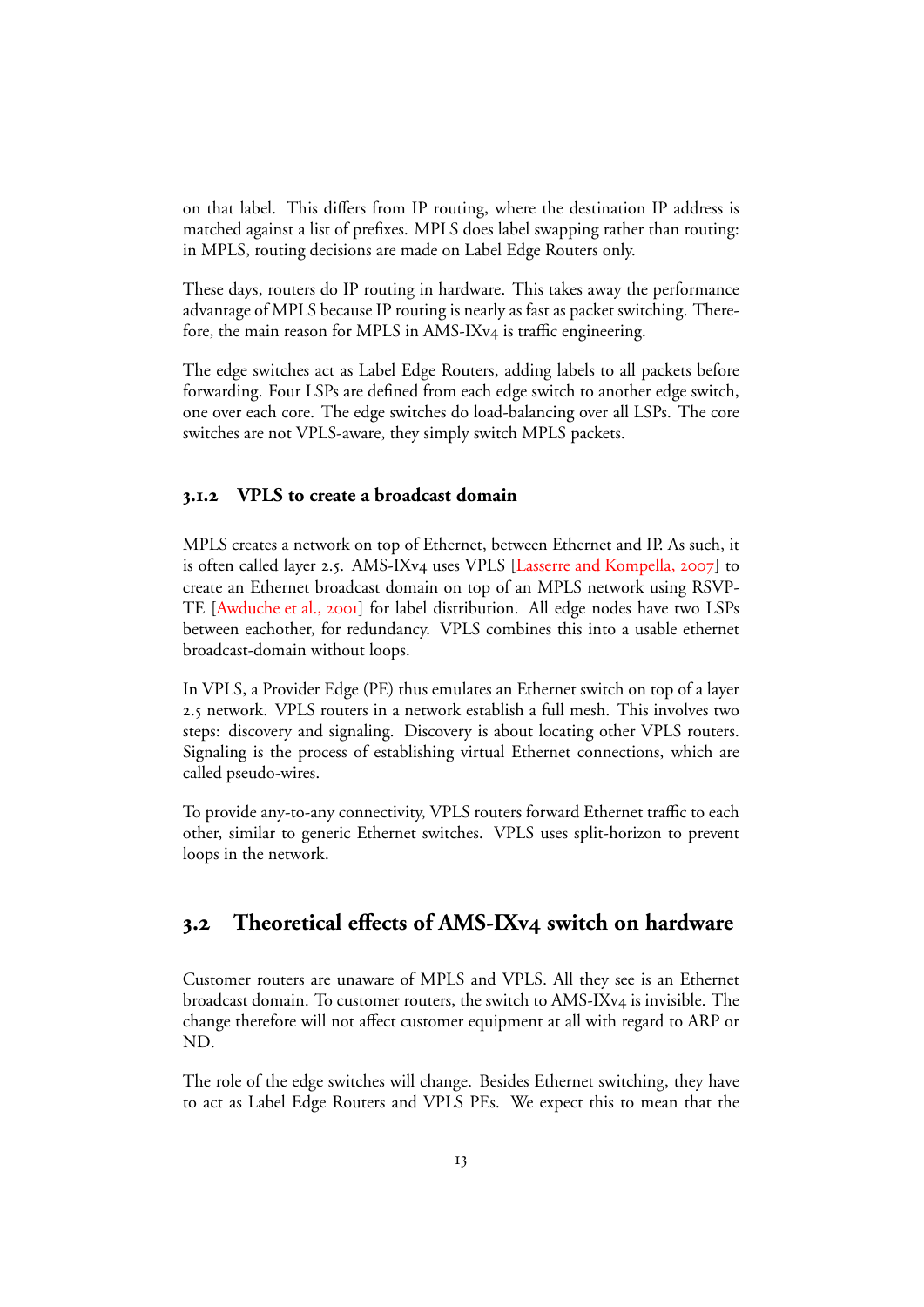on that label. This differs from IP routing, where the destination IP address is matched against a list of prefixes. MPLS does label swapping rather than routing: in MPLS, routing decisions are made on Label Edge Routers only.

These days, routers do IP routing in hardware. This takes away the performance advantage of MPLS because IP routing is nearly as fast as packet switching. Therefore, the main reason for MPLS in AMS-IXv4 is traffic engineering.

The edge switches act as Label Edge Routers, adding labels to all packets before forwarding. Four LSPs are defined from each edge switch to another edge switch, one over each core. The edge switches do load-balancing over all LSPs. The core switches are not VPLS-aware, they simply switch MPLS packets.

### 3.1.2 VPLS to create a broadcast domain

MPLS creates a network on top of Ethernet, between Ethernet and IP. As such, it is often called layer 2.5. AMS-IXv4 uses VPLS [Lasserre and Kompella, 2007] to create an Ethernet broadcast domain on top of an MPLS network using RSVP-TE [Awduche et al., 2001] for label distribution. All edge nodes have two LSPs between eachother, for redundancy. VPLS combines this into a usable ethernet broadcast-domain without loops.

In VPLS, a Provider Edge (PE) thus emulates an Ethernet switch on top of a layer 2.5 network. VPLS routers in a network establish a full mesh. This involves two steps: discovery and signaling. Discovery is about locating other VPLS routers. Signaling is the process of establishing virtual Ethernet connections, which are called pseudo-wires.

To provide any-to-any connectivity, VPLS routers forward Ethernet traffic to each other, similar to generic Ethernet switches. VPLS uses split-horizon to prevent loops in the network.

## 3.2 Theoretical effects of AMS-IXv4 switch on hardware

Customer routers are unaware of MPLS and VPLS. All they see is an Ethernet broadcast domain. To customer routers, the switch to AMS-IXv4 is invisible. The change therefore will not affect customer equipment at all with regard to ARP or ND.

The role of the edge switches will change. Besides Ethernet switching, they have to act as Label Edge Routers and VPLS PEs. We expect this to mean that the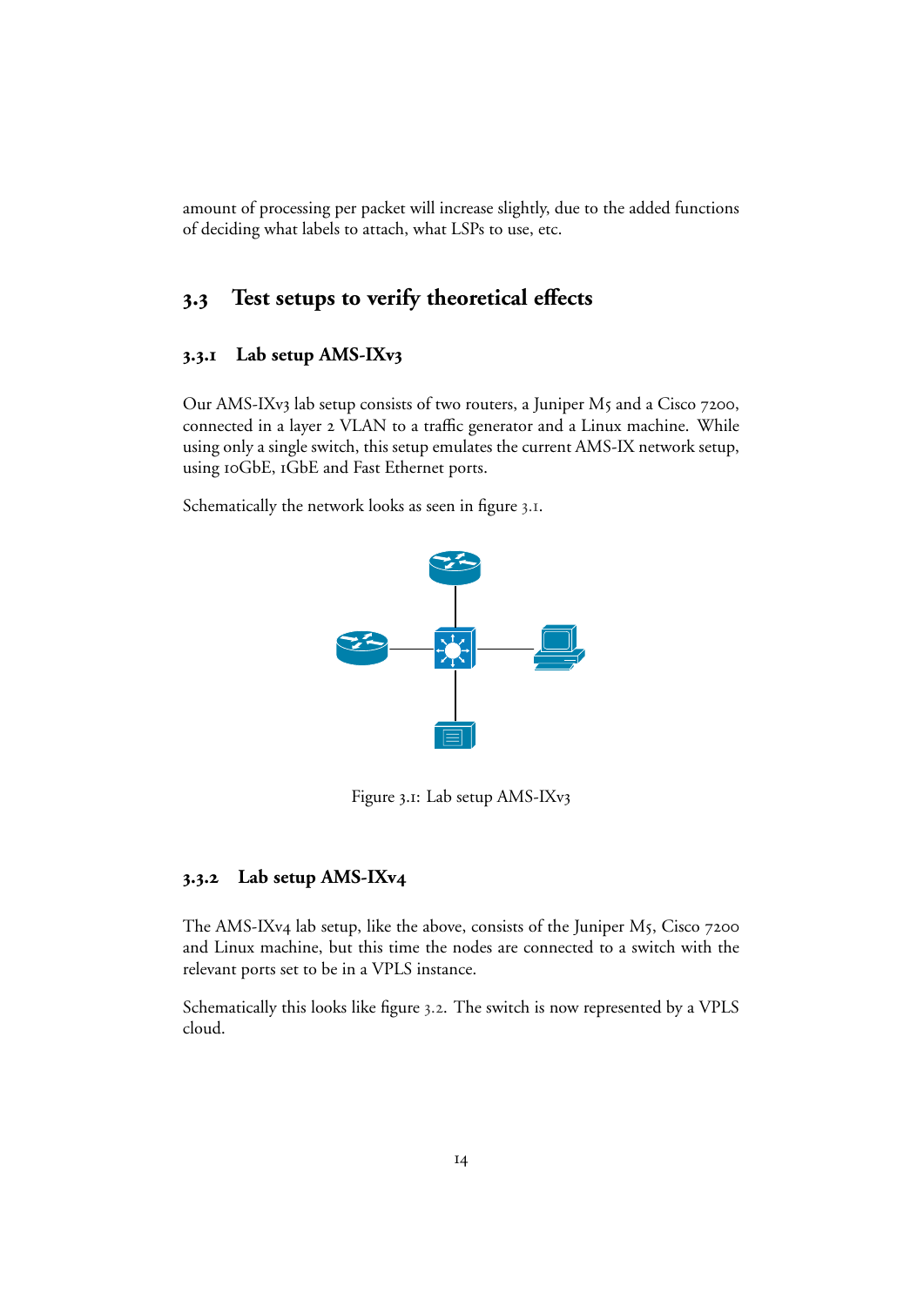amount of processing per packet will increase slightly, due to the added functions of deciding what labels to attach, what LSPs to use, etc.

## 3.3 Test setups to verify theoretical effects

### 3.3.1 Lab setup AMS-IXv3

Our AMS-IXv3 lab setup consists of two routers, a Juniper M5 and a Cisco 7200, connected in a layer 2 VLAN to a traffic generator and a Linux machine. While using only a single switch, this setup emulates the current AMS-IX network setup, using 10GbE, 1GbE and Fast Ethernet ports.

Schematically the network looks as seen in figure 3.1.

Figure 3.1: Lab setup AMS-IXv3

### 3.3.2 Lab setup AMS-IXv4

The AMS-IXv4 lab setup, like the above, consists of the Juniper M5, Cisco 7200 and Linux machine, but this time the nodes are connected to a switch with the relevant ports set to be in a VPLS instance.

Schematically this looks like figure 3.2. The switch is now represented by a VPLS cloud.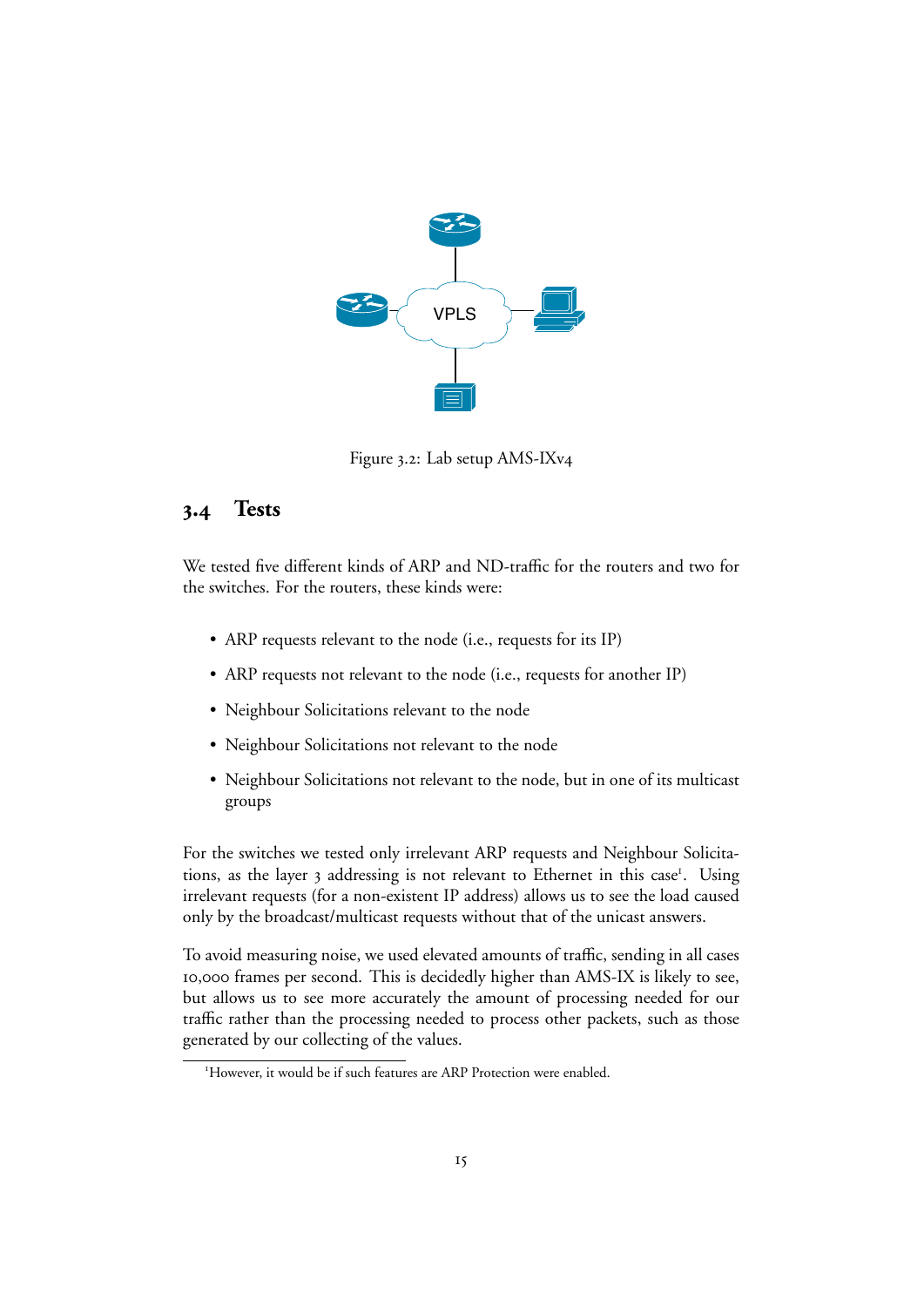Figure 3.2: Lab setup AMS-IXv4

## 3.4 Tests

We tested five different kinds of ARP and ND-traffic for the routers and two for the switches. For the routers, these kinds were:

- ARP requests relevant to the node (i.e., requests for its IP)
- ARP requests not relevant to the node (i.e., requests for another IP)
- Neighbour Solicitations relevant to the node
- Neighbour Solicitations not relevant to the node
- Neighbour Solicitations not relevant to the node, but in one of its multicast groups

For the switches we tested only irrelevant ARP requests and Neighbour Solicitations, as the layer 3 addressing is not relevant to Ethernet in this case[1]. Using irrelevant requests (for a non-existent IP address) allows us to see the load caused only by the broadcast/multicast requests without that of the unicast answers.

To avoid measuring noise, we used elevated amounts of traffic, sending in all cases 10,000 frames per second. This is decidedly higher than AMS-IX is likely to see, but allows us to see more accurately the amount of processing needed for our traffic rather than the processing needed to process other packets, such as those generated by our collecting of the values.

[1]However, it would be if such features are ARP Protection were enabled.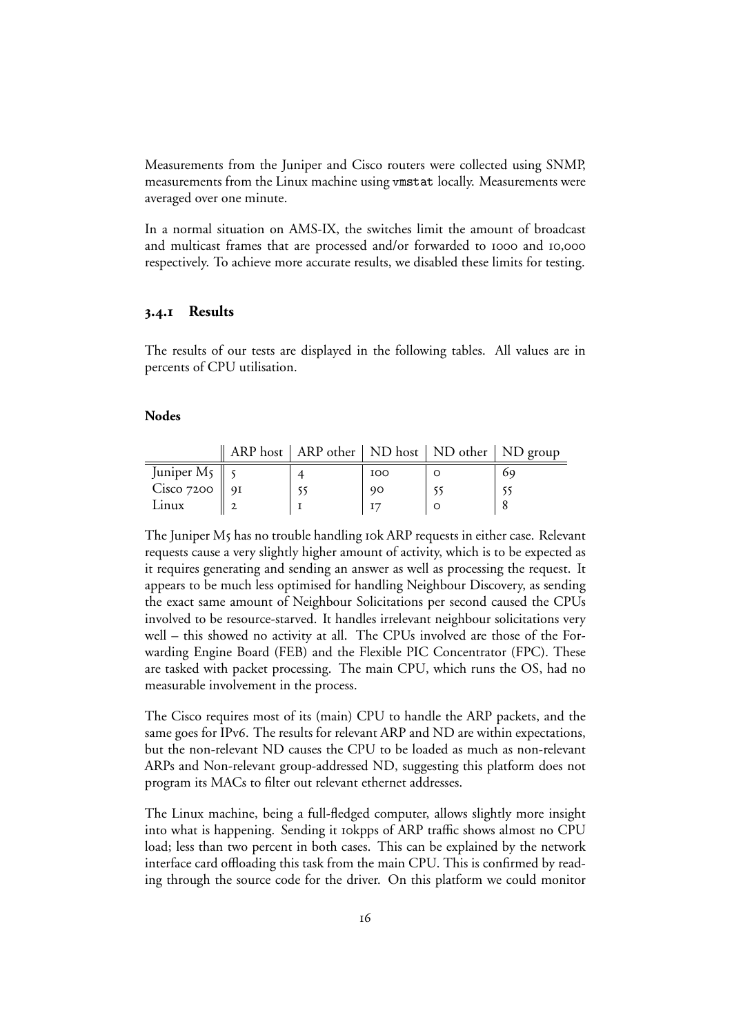Measurements from the Juniper and Cisco routers were collected using SNMP, measurements from the Linux machine using `vmstat` locally. Measurements were averaged over one minute.

In a normal situation on AMS-IX, the switches limit the amount of broadcast and multicast frames that are processed and/or forwarded to 1000 and 10,000 respectively. To achieve more accurate results, we disabled these limits for testing.

### 3.4.1 Results

The results of our tests are displayed in the following tables. All values are in percents of CPU utilisation.

**Nodes**

| | ARP host | ARP other | ND host | ND other | ND group |
|---|---|---|---|---|---|
| Juniper M5 | 5 | 4 | 100 | 0 | 69 |
| Cisco 7200 | 91 | 55 | 90 | 55 | 55 |
| Linux | 2 | 1 | 17 | 0 | 8 |

The Juniper M5 has no trouble handling 10k ARP requests in either case. Relevant requests cause a very slightly higher amount of activity, which is to be expected as it requires generating and sending an answer as well as processing the request. It appears to be much less optimised for handling Neighbour Discovery, as sending the exact same amount of Neighbour Solicitations per second caused the CPUs involved to be resource-starved. It handles irrelevant neighbour solicitations very well – this showed no activity at all. The CPUs involved are those of the Forwarding Engine Board (FEB) and the Flexible PIC Concentrator (FPC). These are tasked with packet processing. The main CPU, which runs the OS, had no measurable involvement in the process.

The Cisco requires most of its (main) CPU to handle the ARP packets, and the same goes for IPv6. The results for relevant ARP and ND are within expectations, but the non-relevant ND causes the CPU to be loaded as much as non-relevant ARPs and Non-relevant group-addressed ND, suggesting this platform does not program its MACs to filter out relevant ethernet addresses.

The Linux machine, being a full-fledged computer, allows slightly more insight into what is happening. Sending it 10kpps of ARP traffic shows almost no CPU load; less than two percent in both cases. This can be explained by the network interface card offloading this task from the main CPU. This is confirmed by reading through the source code for the driver. On this platform we could monitor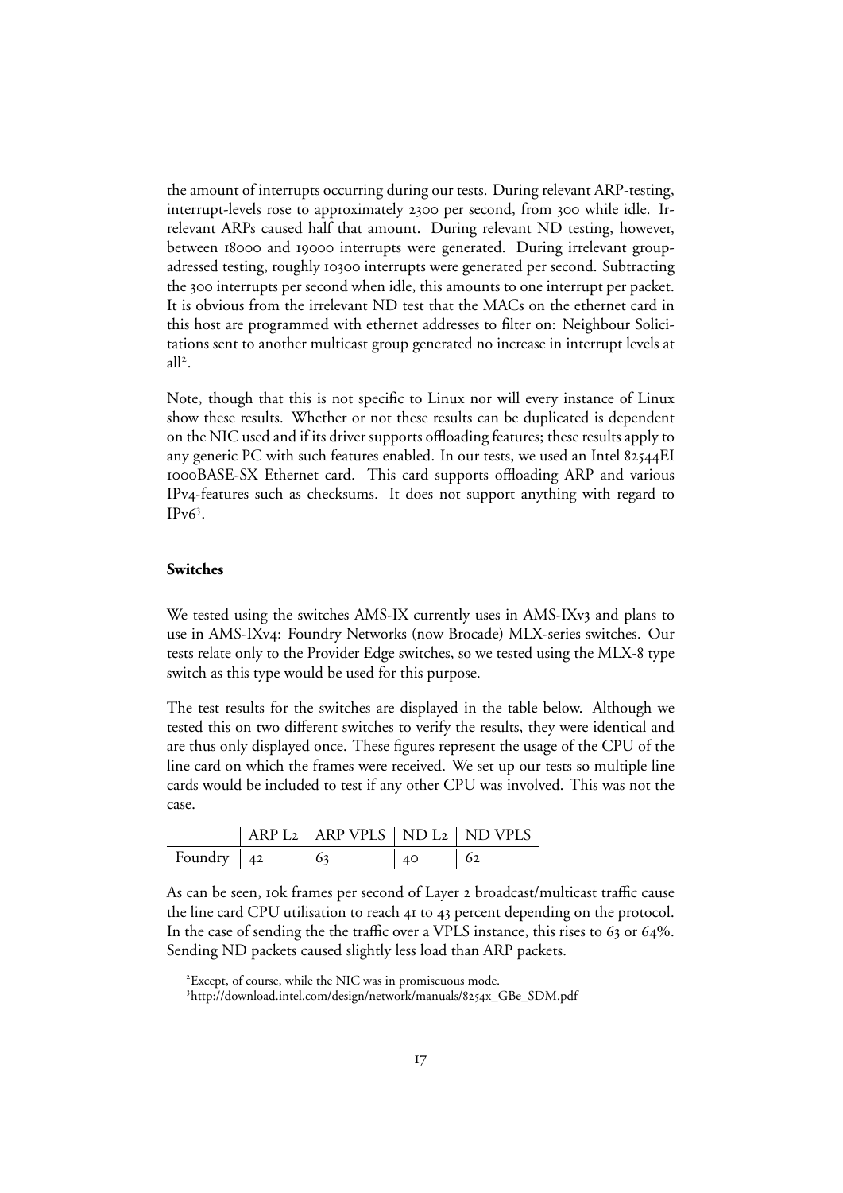the amount of interrupts occurring during our tests. During relevant ARP-testing, interrupt-levels rose to approximately 2300 per second, from 300 while idle. Irrelevant ARPs caused half that amount. During relevant ND testing, however, between 18000 and 19000 interrupts were generated. During irrelevant group-adressed testing, roughly 10300 interrupts were generated per second. Subtracting the 300 interrupts per second when idle, this amounts to one interrupt per packet. It is obvious from the irrelevant ND test that the MACs on the ethernet card in this host are programmed with ethernet addresses to filter on: Neighbour Solicitations sent to another multicast group generated no increase in interrupt levels at all[2].

Note, though that this is not specific to Linux nor will every instance of Linux show these results. Whether or not these results can be duplicated is dependent on the NIC used and if its driver supports offloading features; these results apply to any generic PC with such features enabled. In our tests, we used an Intel 82544EI 1000BASE-SX Ethernet card. This card supports offloading ARP and various IPv4-features such as checksums. It does not support anything with regard to IPv6[3].

### Switches

We tested using the switches AMS-IX currently uses in AMS-IXv3 and plans to use in AMS-IXv4: Foundry Networks (now Brocade) MLX-series switches. Our tests relate only to the Provider Edge switches, so we tested using the MLX-8 type switch as this type would be used for this purpose.

The test results for the switches are displayed in the table below. Although we tested this on two different switches to verify the results, they were identical and are thus only displayed once. These figures represent the usage of the CPU of the line card on which the frames were received. We set up our tests so multiple line cards would be included to test if any other CPU was involved. This was not the case.

| | ARP L2 | ARP VPLS | ND L2 | ND VPLS |
|---|---|---|---|---|
| Foundry | 42 | 63 | 40 | 62 |

As can be seen, 10k frames per second of Layer 2 broadcast/multicast traffic cause the line card CPU utilisation to reach 41 to 43 percent depending on the protocol. In the case of sending the the traffic over a VPLS instance, this rises to 63 or 64%. Sending ND packets caused slightly less load than ARP packets.

[2] Except, of course, while the NIC was in promiscuous mode.

[3] http://download.intel.com/design/network/manuals/8254x_GBe_SDM.pdf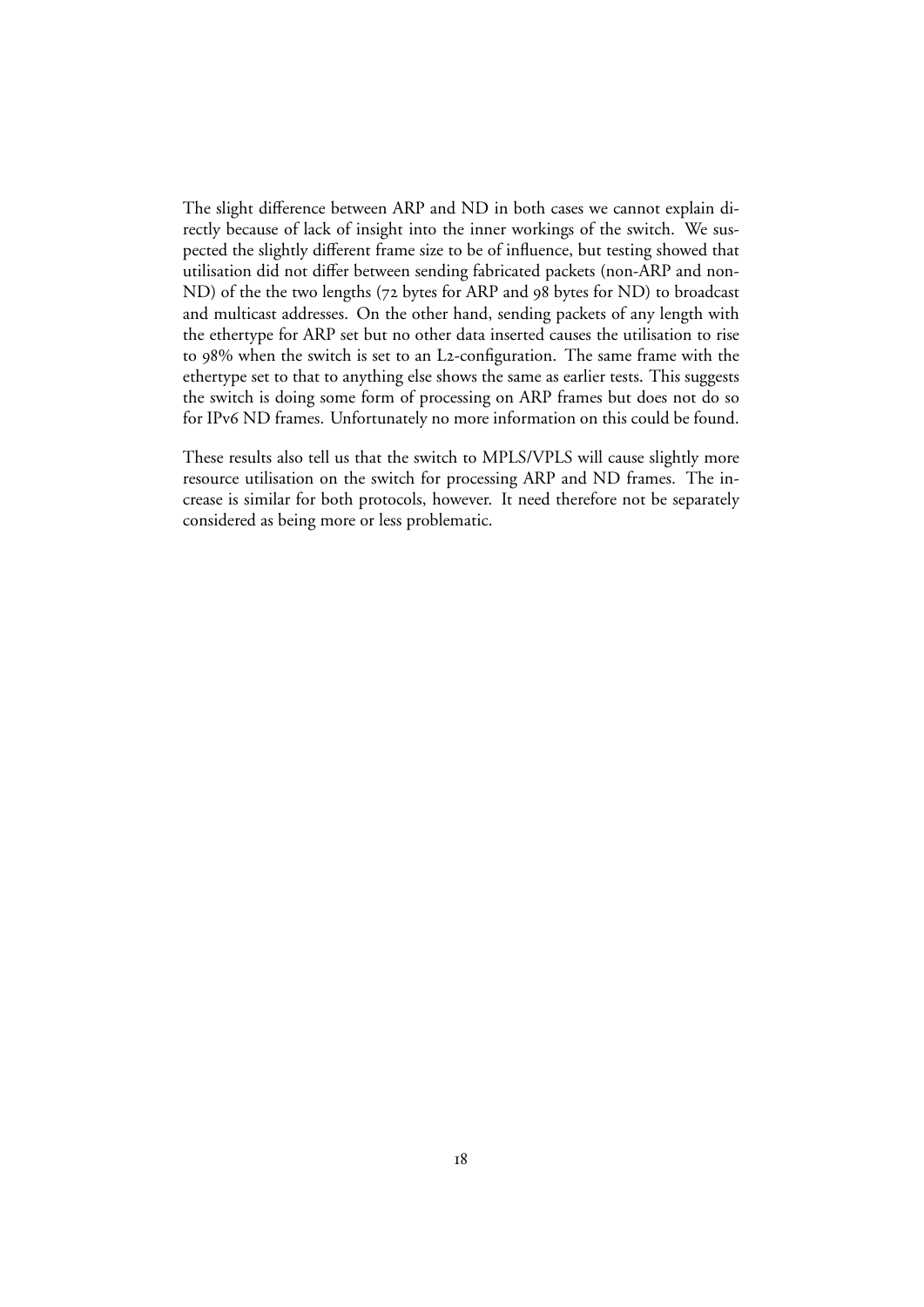The slight difference between ARP and ND in both cases we cannot explain directly because of lack of insight into the inner workings of the switch. We suspected the slightly different frame size to be of influence, but testing showed that utilisation did not differ between sending fabricated packets (non-ARP and non-ND) of the the two lengths (72 bytes for ARP and 98 bytes for ND) to broadcast and multicast addresses. On the other hand, sending packets of any length with the ethertype for ARP set but no other data inserted causes the utilisation to rise to 98% when the switch is set to an L2-configuration. The same frame with the ethertype set to that to anything else shows the same as earlier tests. This suggests the switch is doing some form of processing on ARP frames but does not do so for IPv6 ND frames. Unfortunately no more information on this could be found.

These results also tell us that the switch to MPLS/VPLS will cause slightly more resource utilisation on the switch for processing ARP and ND frames. The increase is similar for both protocols, however. It need therefore not be separately considered as being more or less problematic.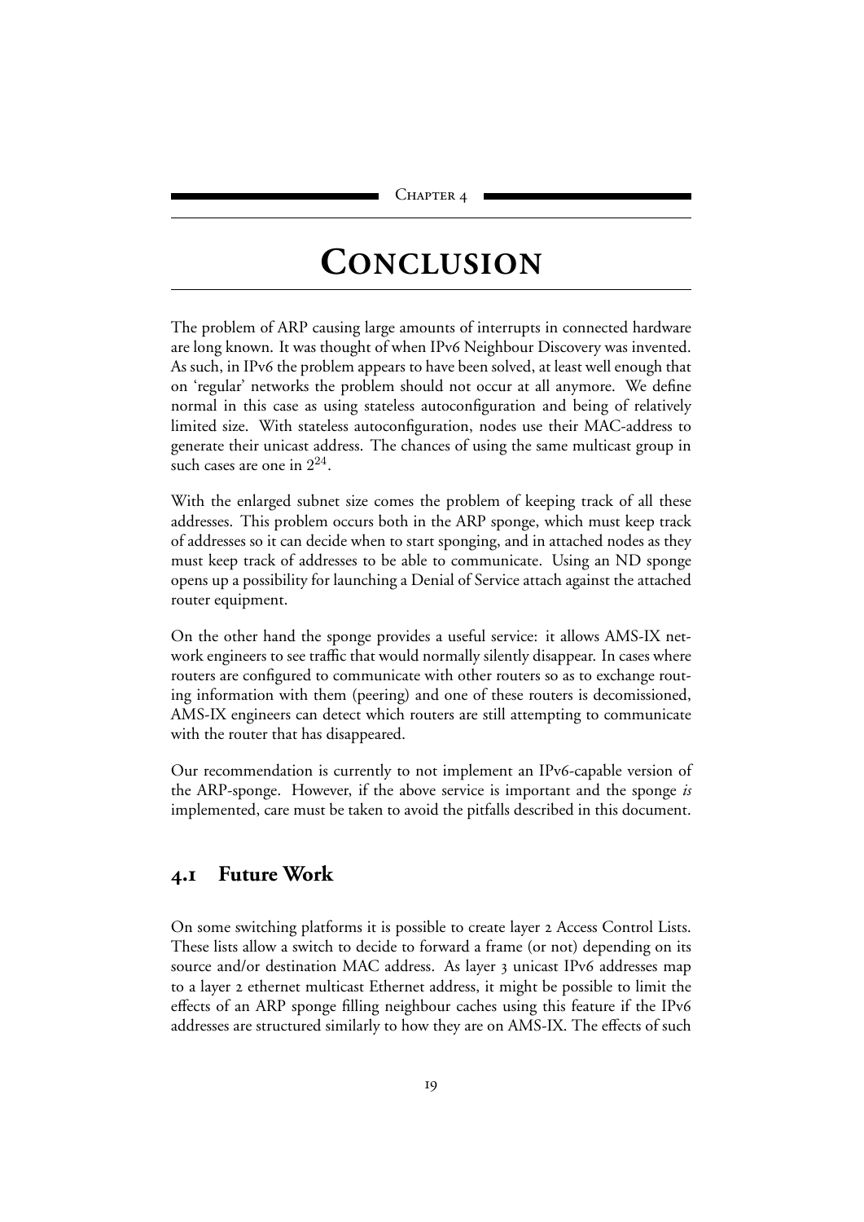# Chapter 4

# Conclusion

The problem of ARP causing large amounts of interrupts in connected hardware are long known. It was thought of when IPv6 Neighbour Discovery was invented. As such, in IPv6 the problem appears to have been solved, at least well enough that on 'regular' networks the problem should not occur at all anymore. We define normal in this case as using stateless autoconfiguration and being of relatively limited size. With stateless autoconfiguration, nodes use their MAC-address to generate their unicast address. The chances of using the same multicast group in such cases are one in $2^{24}$.

With the enlarged subnet size comes the problem of keeping track of all these addresses. This problem occurs both in the ARP sponge, which must keep track of addresses so it can decide when to start sponging, and in attached nodes as they must keep track of addresses to be able to communicate. Using an ND sponge opens up a possibility for launching a Denial of Service attach against the attached router equipment.

On the other hand the sponge provides a useful service: it allows AMS-IX network engineers to see traffic that would normally silently disappear. In cases where routers are configured to communicate with other routers so as to exchange routing information with them (peering) and one of these routers is decomissioned, AMS-IX engineers can detect which routers are still attempting to communicate with the router that has disappeared.

Our recommendation is currently to not implement an IPv6-capable version of the ARP-sponge. However, if the above service is important and the sponge *is* implemented, care must be taken to avoid the pitfalls described in this document.

## 4.1 Future Work

On some switching platforms it is possible to create layer 2 Access Control Lists. These lists allow a switch to decide to forward a frame (or not) depending on its source and/or destination MAC address. As layer 3 unicast IPv6 addresses map to a layer 2 ethernet multicast Ethernet address, it might be possible to limit the effects of an ARP sponge filling neighbour caches using this feature if the IPv6 addresses are structured similarly to how they are on AMS-IX. The effects of such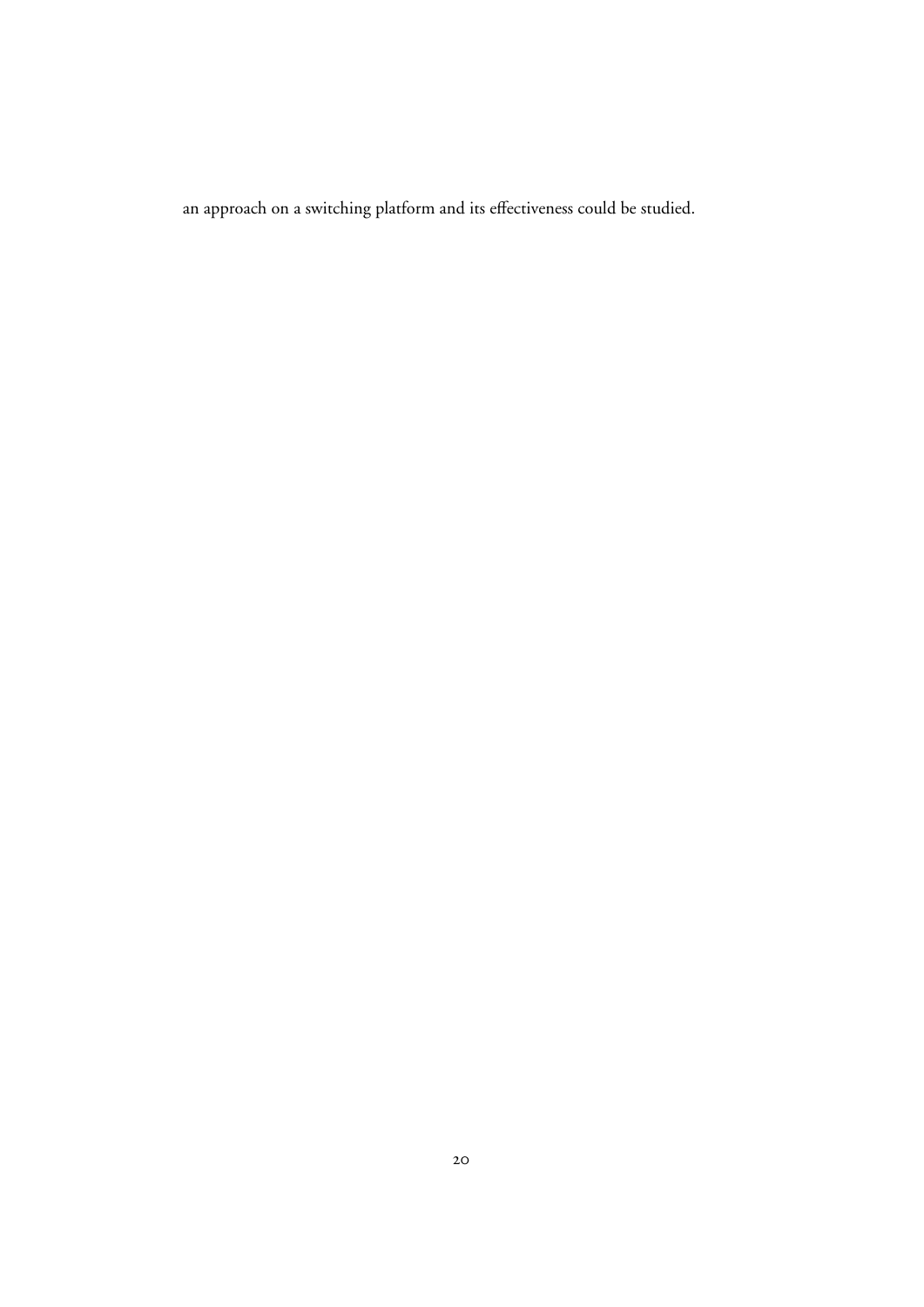an approach on a switching platform and its effectiveness could be studied.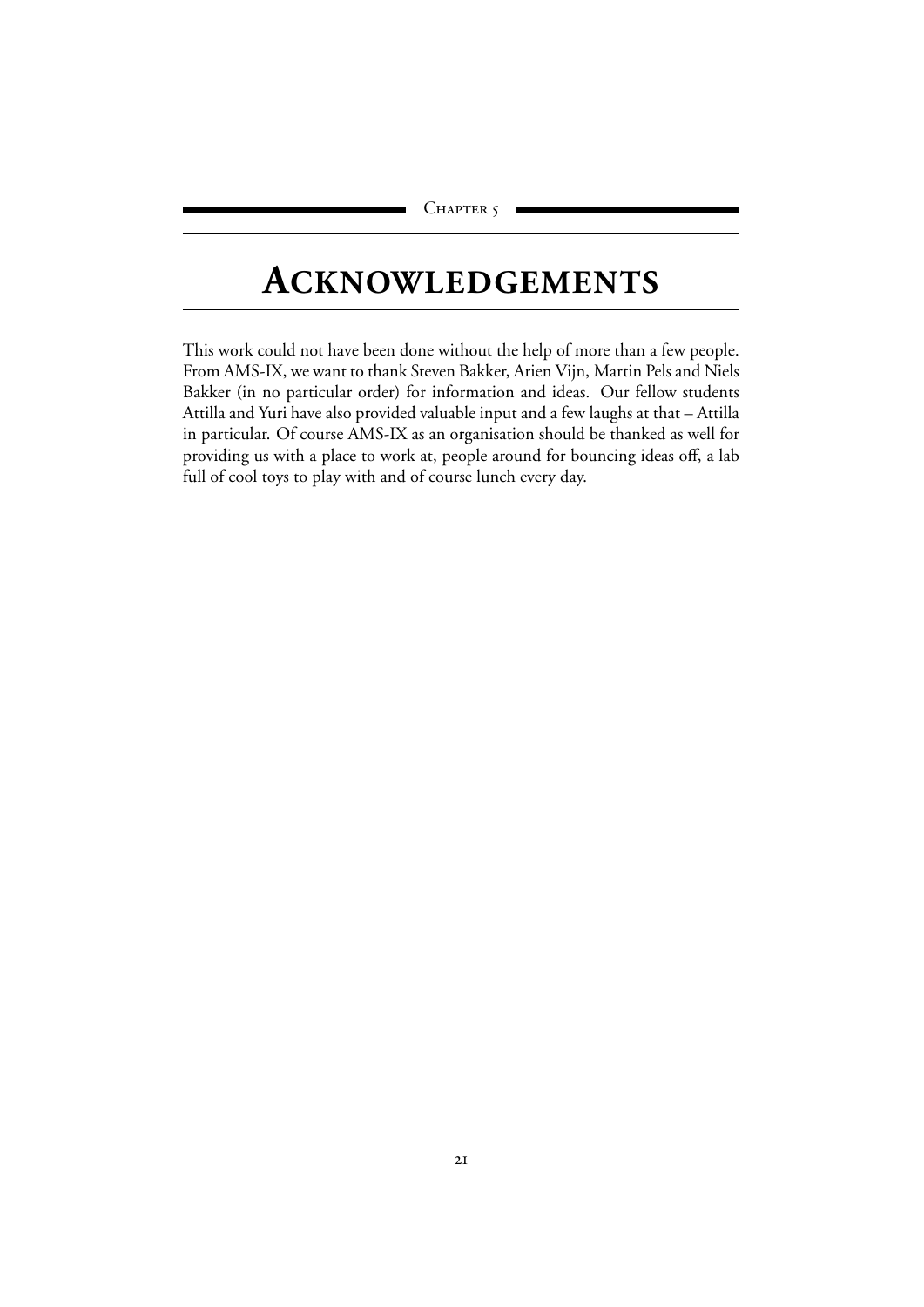Chapter 5

# Acknowledgements

This work could not have been done without the help of more than a few people. From AMS-IX, we want to thank Steven Bakker, Arien Vijn, Martin Pels and Niels Bakker (in no particular order) for information and ideas. Our fellow students Attilla and Yuri have also provided valuable input and a few laughs at that – Attilla in particular. Of course AMS-IX as an organisation should be thanked as well for providing us with a place to work at, people around for bouncing ideas off, a lab full of cool toys to play with and of course lunch every day.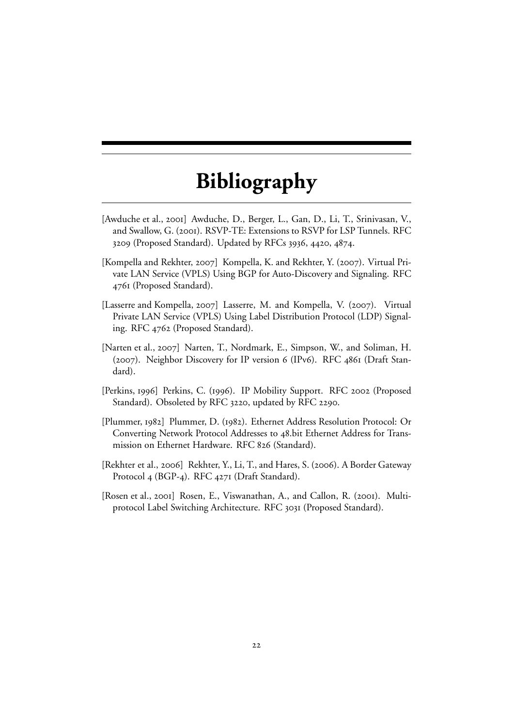# Bibliography

[Awduche et al., 2001] Awduche, D., Berger, L., Gan, D., Li, T., Srinivasan, V., and Swallow, G. (2001). RSVP-TE: Extensions to RSVP for LSP Tunnels. RFC 3209 (Proposed Standard). Updated by RFCs 3936, 4420, 4874.

[Kompella and Rekhter, 2007] Kompella, K. and Rekhter, Y. (2007). Virtual Private LAN Service (VPLS) Using BGP for Auto-Discovery and Signaling. RFC 4761 (Proposed Standard).

[Lasserre and Kompella, 2007] Lasserre, M. and Kompella, V. (2007). Virtual Private LAN Service (VPLS) Using Label Distribution Protocol (LDP) Signaling. RFC 4762 (Proposed Standard).

[Narten et al., 2007] Narten, T., Nordmark, E., Simpson, W., and Soliman, H. (2007). Neighbor Discovery for IP version 6 (IPv6). RFC 4861 (Draft Standard).

[Perkins, 1996] Perkins, C. (1996). IP Mobility Support. RFC 2002 (Proposed Standard). Obsoleted by RFC 3220, updated by RFC 2290.

[Plummer, 1982] Plummer, D. (1982). Ethernet Address Resolution Protocol: Or Converting Network Protocol Addresses to 48.bit Ethernet Address for Transmission on Ethernet Hardware. RFC 826 (Standard).

[Rekhter et al., 2006] Rekhter, Y., Li, T., and Hares, S. (2006). A Border Gateway Protocol 4 (BGP-4). RFC 4271 (Draft Standard).

[Rosen et al., 2001] Rosen, E., Viswanathan, A., and Callon, R. (2001). Multiprotocol Label Switching Architecture. RFC 3031 (Proposed Standard).